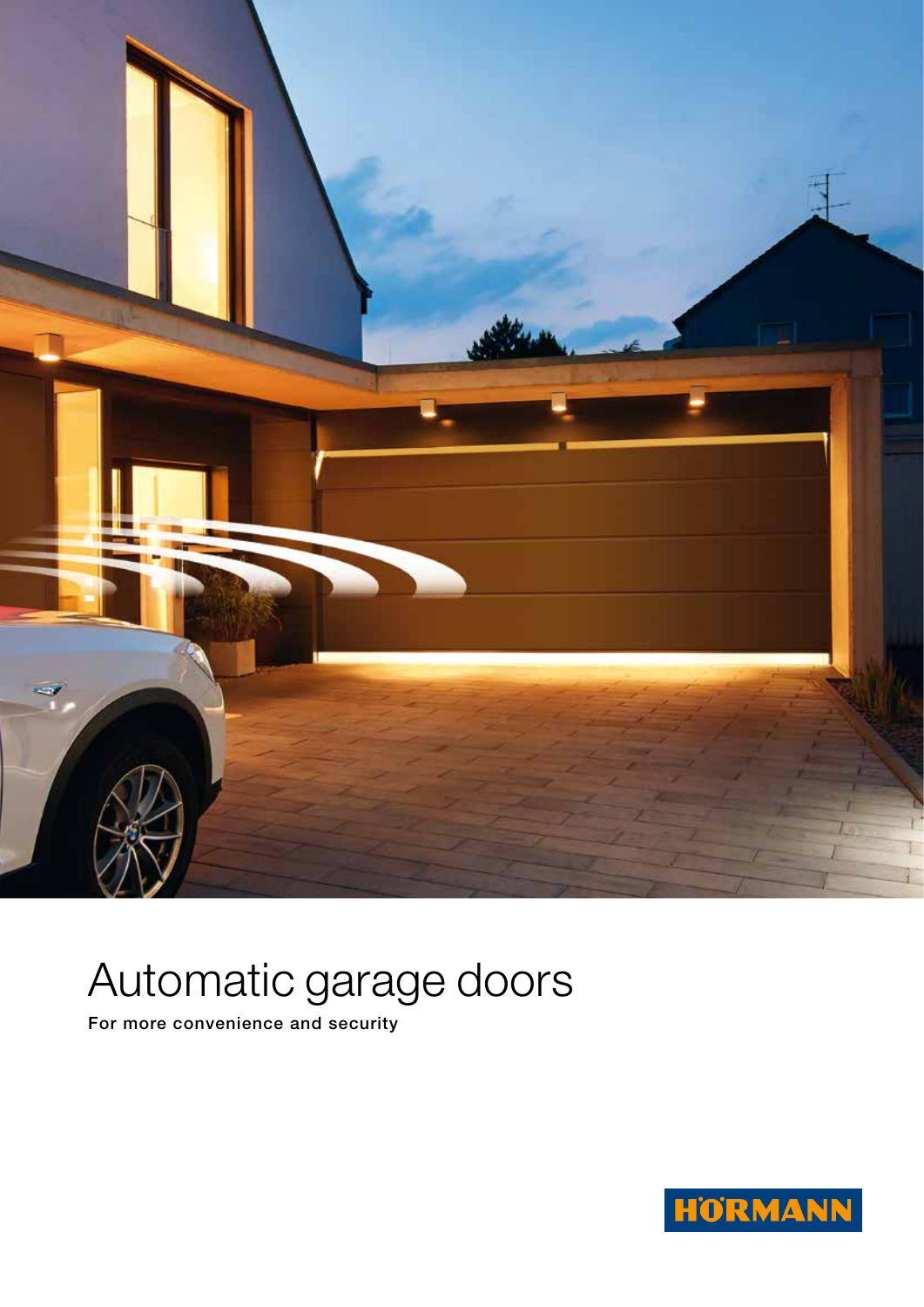# Automatic garage doors

**For more convenience and security**

HÖRMANN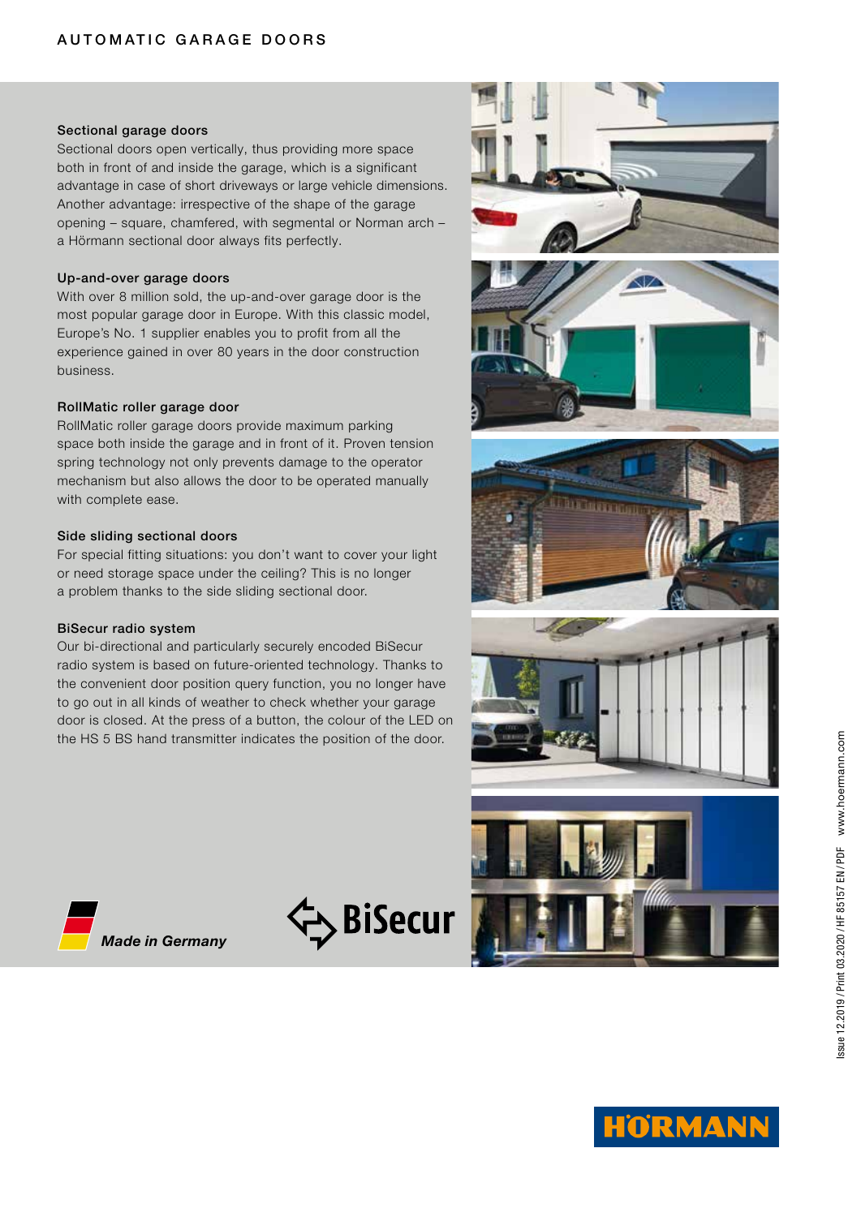# AUTOMATIC GARAGE DOORS

### Sectional garage doors

Sectional doors open vertically, thus providing more space both in front of and inside the garage, which is a significant advantage in case of short driveways or large vehicle dimensions. Another advantage: irrespective of the shape of the garage opening – square, chamfered, with segmental or Norman arch – a Hörmann sectional door always fits perfectly.

### Up-and-over garage doors

With over 8 million sold, the up-and-over garage door is the most popular garage door in Europe. With this classic model, Europe's No. 1 supplier enables you to profit from all the experience gained in over 80 years in the door construction business.

### RollMatic roller garage door

RollMatic roller garage doors provide maximum parking space both inside the garage and in front of it. Proven tension spring technology not only prevents damage to the operator mechanism but also allows the door to be operated manually with complete ease.

### Side sliding sectional doors

For special fitting situations: you don't want to cover your light or need storage space under the ceiling? This is no longer a problem thanks to the side sliding sectional door.

### BiSecur radio system

Our bi-directional and particularly securely encoded BiSecur radio system is based on future-oriented technology. Thanks to the convenient door position query function, you no longer have to go out in all kinds of weather to check whether your garage door is closed. At the press of a button, the colour of the LED on the HS 5 BS hand transmitter indicates the position of the door.

*Made in Germany*

BiSecur

Issue 12.2019 / Print 03.2020 / HF 85157 EN / PDF www.hoermann.com

HÖRMANN